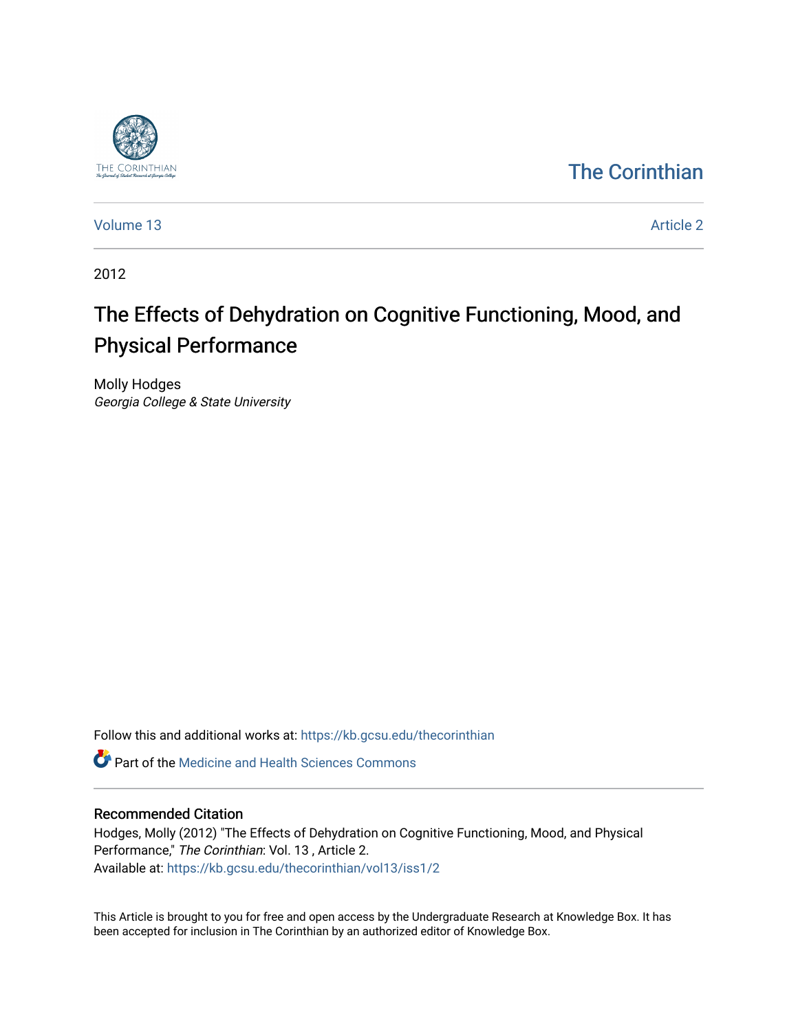The Corinthian

Volume 13 Article 2

2012

# The Effects of Dehydration on Cognitive Functioning, Mood, and Physical Performance

Molly Hodges
*Georgia College & State University*

Follow this and additional works at: https://kb.gcsu.edu/thecorinthian

Part of the Medicine and Health Sciences Commons

## Recommended Citation

Hodges, Molly (2012) "The Effects of Dehydration on Cognitive Functioning, Mood, and Physical Performance," *The Corinthian*: Vol. 13 , Article 2.
Available at: https://kb.gcsu.edu/thecorinthian/vol13/iss1/2

This Article is brought to you for free and open access by the Undergraduate Research at Knowledge Box. It has been accepted for inclusion in The Corinthian by an authorized editor of Knowledge Box.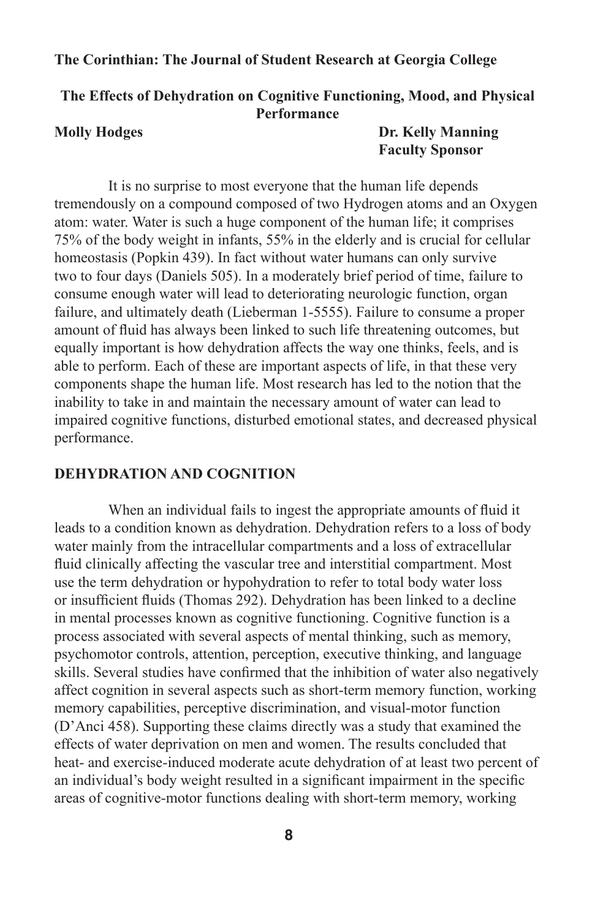The Corinthian: The Journal of Student Research at Georgia College

## The Effects of Dehydration on Cognitive Functioning, Mood, and Physical Performance

**Molly Hodges**

**Dr. Kelly Manning**
**Faculty Sponsor**

It is no surprise to most everyone that the human life depends tremendously on a compound composed of two Hydrogen atoms and an Oxygen atom: water. Water is such a huge component of the human life; it comprises 75% of the body weight in infants, 55% in the elderly and is crucial for cellular homeostasis (Popkin 439). In fact without water humans can only survive two to four days (Daniels 505). In a moderately brief period of time, failure to consume enough water will lead to deteriorating neurologic function, organ failure, and ultimately death (Lieberman 1-5555). Failure to consume a proper amount of fluid has always been linked to such life threatening outcomes, but equally important is how dehydration affects the way one thinks, feels, and is able to perform. Each of these are important aspects of life, in that these very components shape the human life. Most research has led to the notion that the inability to take in and maintain the necessary amount of water can lead to impaired cognitive functions, disturbed emotional states, and decreased physical performance.

### DEHYDRATION AND COGNITION

When an individual fails to ingest the appropriate amounts of fluid it leads to a condition known as dehydration. Dehydration refers to a loss of body water mainly from the intracellular compartments and a loss of extracellular fluid clinically affecting the vascular tree and interstitial compartment. Most use the term dehydration or hypohydration to refer to total body water loss or insufficient fluids (Thomas 292). Dehydration has been linked to a decline in mental processes known as cognitive functioning. Cognitive function is a process associated with several aspects of mental thinking, such as memory, psychomotor controls, attention, perception, executive thinking, and language skills. Several studies have confirmed that the inhibition of water also negatively affect cognition in several aspects such as short-term memory function, working memory capabilities, perceptive discrimination, and visual-motor function (D'Anci 458). Supporting these claims directly was a study that examined the effects of water deprivation on men and women. The results concluded that heat- and exercise-induced moderate acute dehydration of at least two percent of an individual's body weight resulted in a significant impairment in the specific areas of cognitive-motor functions dealing with short-term memory, working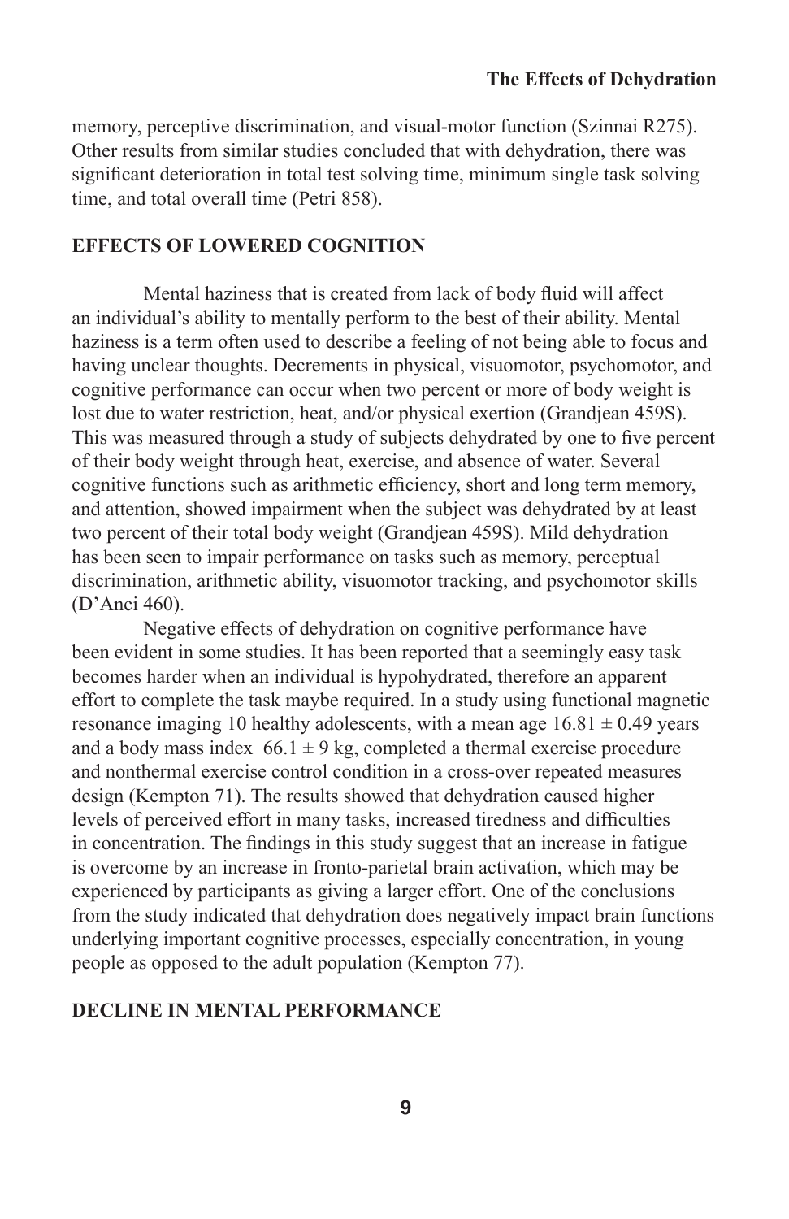memory, perceptive discrimination, and visual-motor function (Szinnai R275). Other results from similar studies concluded that with dehydration, there was significant deterioration in total test solving time, minimum single task solving time, and total overall time (Petri 858).

## EFFECTS OF LOWERED COGNITION

Mental haziness that is created from lack of body fluid will affect an individual's ability to mentally perform to the best of their ability. Mental haziness is a term often used to describe a feeling of not being able to focus and having unclear thoughts. Decrements in physical, visuomotor, psychomotor, and cognitive performance can occur when two percent or more of body weight is lost due to water restriction, heat, and/or physical exertion (Grandjean 459S). This was measured through a study of subjects dehydrated by one to five percent of their body weight through heat, exercise, and absence of water. Several cognitive functions such as arithmetic efficiency, short and long term memory, and attention, showed impairment when the subject was dehydrated by at least two percent of their total body weight (Grandjean 459S). Mild dehydration has been seen to impair performance on tasks such as memory, perceptual discrimination, arithmetic ability, visuomotor tracking, and psychomotor skills (D'Anci 460).

Negative effects of dehydration on cognitive performance have been evident in some studies. It has been reported that a seemingly easy task becomes harder when an individual is hypohydrated, therefore an apparent effort to complete the task maybe required. In a study using functional magnetic resonance imaging 10 healthy adolescents, with a mean age $16.81 \pm 0.49$ years and a body mass index $66.1 \pm 9$ kg, completed a thermal exercise procedure and nonthermal exercise control condition in a cross-over repeated measures design (Kempton 71). The results showed that dehydration caused higher levels of perceived effort in many tasks, increased tiredness and difficulties in concentration. The findings in this study suggest that an increase in fatigue is overcome by an increase in fronto-parietal brain activation, which may be experienced by participants as giving a larger effort. One of the conclusions from the study indicated that dehydration does negatively impact brain functions underlying important cognitive processes, especially concentration, in young people as opposed to the adult population (Kempton 77).

## DECLINE IN MENTAL PERFORMANCE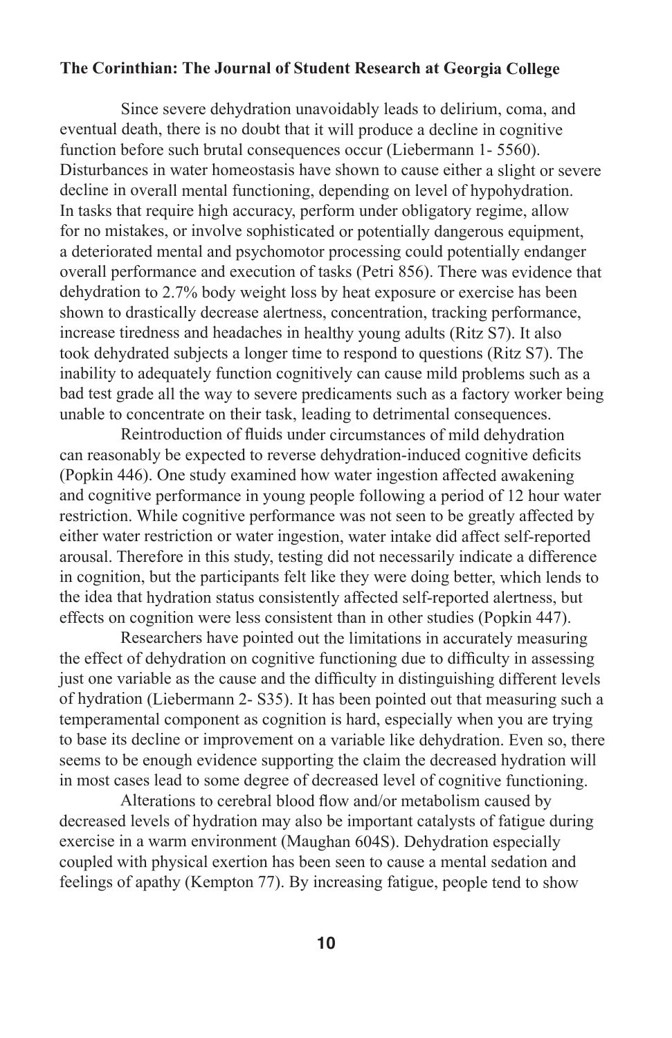Since severe dehydration unavoidably leads to delirium, coma, and eventual death, there is no doubt that it will produce a decline in cognitive function before such brutal consequences occur (Liebermann 1- 5560). Disturbances in water homeostasis have shown to cause either a slight or severe decline in overall mental functioning, depending on level of hypohydration. In tasks that require high accuracy, perform under obligatory regime, allow for no mistakes, or involve sophisticated or potentially dangerous equipment, a deteriorated mental and psychomotor processing could potentially endanger overall performance and execution of tasks (Petri 856). There was evidence that dehydration to 2.7% body weight loss by heat exposure or exercise has been shown to drastically decrease alertness, concentration, tracking performance, increase tiredness and headaches in healthy young adults (Ritz S7). It also took dehydrated subjects a longer time to respond to questions (Ritz S7). The inability to adequately function cognitively can cause mild problems such as a bad test grade all the way to severe predicaments such as a factory worker being unable to concentrate on their task, leading to detrimental consequences.

Reintroduction of fluids under circumstances of mild dehydration can reasonably be expected to reverse dehydration-induced cognitive deficits (Popkin 446). One study examined how water ingestion affected awakening and cognitive performance in young people following a period of 12 hour water restriction. While cognitive performance was not seen to be greatly affected by either water restriction or water ingestion, water intake did affect self-reported arousal. Therefore in this study, testing did not necessarily indicate a difference in cognition, but the participants felt like they were doing better, which lends to the idea that hydration status consistently affected self-reported alertness, but effects on cognition were less consistent than in other studies (Popkin 447).

Researchers have pointed out the limitations in accurately measuring the effect of dehydration on cognitive functioning due to difficulty in assessing just one variable as the cause and the difficulty in distinguishing different levels of hydration (Liebermann 2- S35). It has been pointed out that measuring such a temperamental component as cognition is hard, especially when you are trying to base its decline or improvement on a variable like dehydration. Even so, there seems to be enough evidence supporting the claim the decreased hydration will in most cases lead to some degree of decreased level of cognitive functioning.

Alterations to cerebral blood flow and/or metabolism caused by decreased levels of hydration may also be important catalysts of fatigue during exercise in a warm environment (Maughan 604S). Dehydration especially coupled with physical exertion has been seen to cause a mental sedation and feelings of apathy (Kempton 77). By increasing fatigue, people tend to show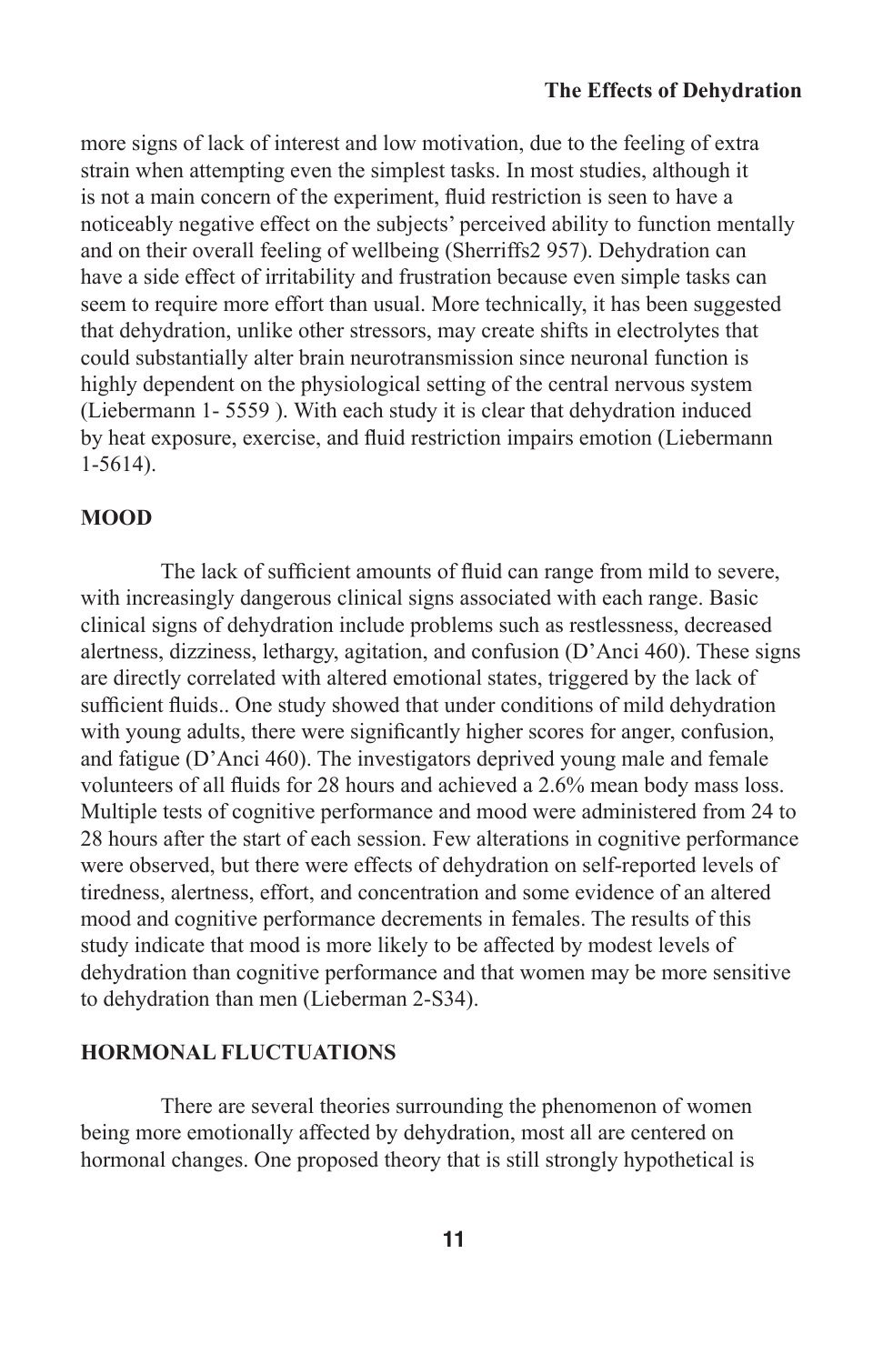more signs of lack of interest and low motivation, due to the feeling of extra strain when attempting even the simplest tasks. In most studies, although it is not a main concern of the experiment, fluid restriction is seen to have a noticeably negative effect on the subjects' perceived ability to function mentally and on their overall feeling of wellbeing (Sherriffs2 957). Dehydration can have a side effect of irritability and frustration because even simple tasks can seem to require more effort than usual. More technically, it has been suggested that dehydration, unlike other stressors, may create shifts in electrolytes that could substantially alter brain neurotransmission since neuronal function is highly dependent on the physiological setting of the central nervous system (Liebermann 1- 5559 ). With each study it is clear that dehydration induced by heat exposure, exercise, and fluid restriction impairs emotion (Liebermann 1-5614).

## MOOD

The lack of sufficient amounts of fluid can range from mild to severe, with increasingly dangerous clinical signs associated with each range. Basic clinical signs of dehydration include problems such as restlessness, decreased alertness, dizziness, lethargy, agitation, and confusion (D'Anci 460). These signs are directly correlated with altered emotional states, triggered by the lack of sufficient fluids.. One study showed that under conditions of mild dehydration with young adults, there were significantly higher scores for anger, confusion, and fatigue (D'Anci 460). The investigators deprived young male and female volunteers of all fluids for 28 hours and achieved a 2.6% mean body mass loss. Multiple tests of cognitive performance and mood were administered from 24 to 28 hours after the start of each session. Few alterations in cognitive performance were observed, but there were effects of dehydration on self-reported levels of tiredness, alertness, effort, and concentration and some evidence of an altered mood and cognitive performance decrements in females. The results of this study indicate that mood is more likely to be affected by modest levels of dehydration than cognitive performance and that women may be more sensitive to dehydration than men (Lieberman 2-S34).

## HORMONAL FLUCTUATIONS

There are several theories surrounding the phenomenon of women being more emotionally affected by dehydration, most all are centered on hormonal changes. One proposed theory that is still strongly hypothetical is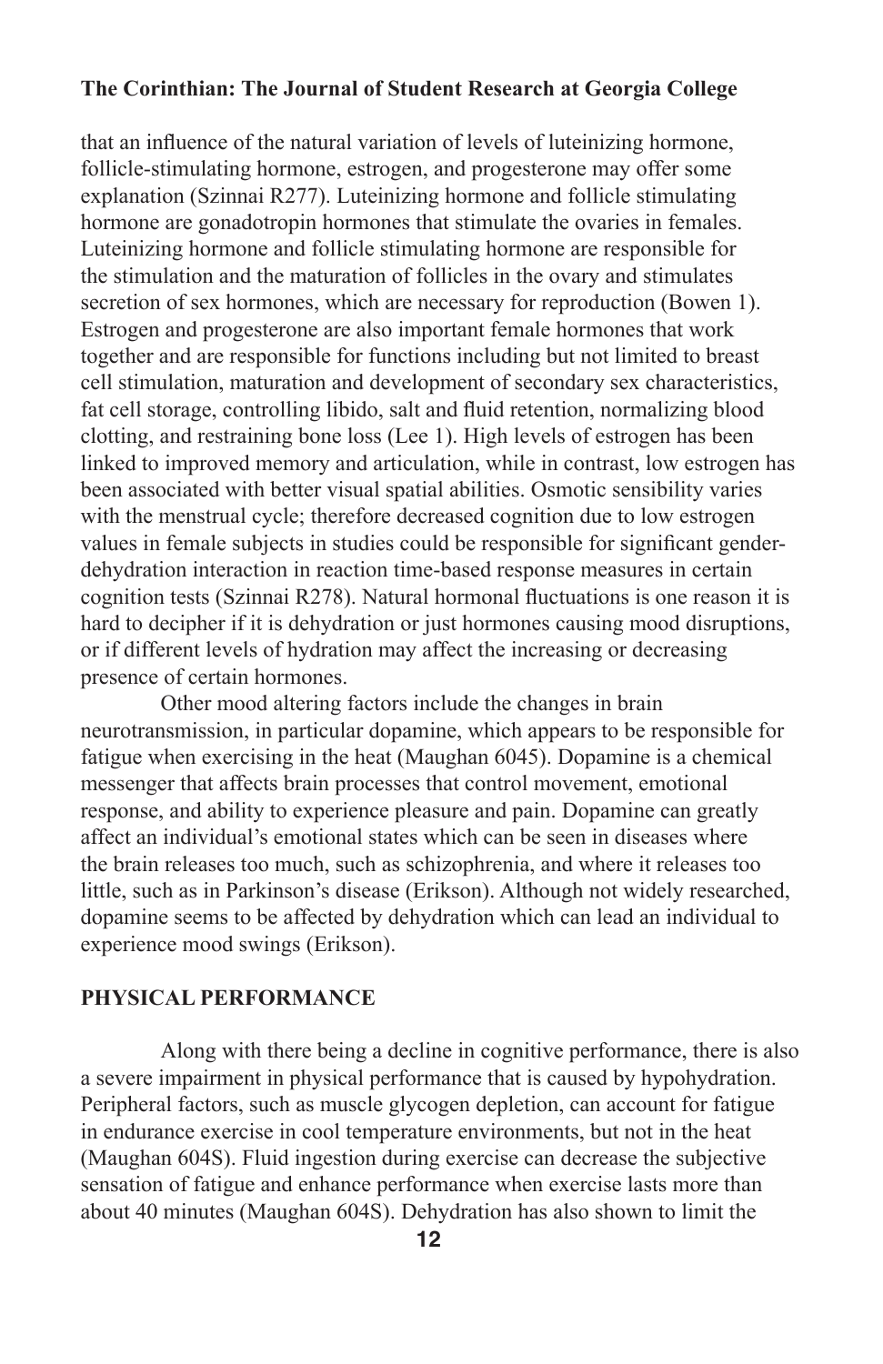that an influence of the natural variation of levels of luteinizing hormone, follicle-stimulating hormone, estrogen, and progesterone may offer some explanation (Szinnai R277). Luteinizing hormone and follicle stimulating hormone are gonadotropin hormones that stimulate the ovaries in females. Luteinizing hormone and follicle stimulating hormone are responsible for the stimulation and the maturation of follicles in the ovary and stimulates secretion of sex hormones, which are necessary for reproduction (Bowen 1). Estrogen and progesterone are also important female hormones that work together and are responsible for functions including but not limited to breast cell stimulation, maturation and development of secondary sex characteristics, fat cell storage, controlling libido, salt and fluid retention, normalizing blood clotting, and restraining bone loss (Lee 1). High levels of estrogen has been linked to improved memory and articulation, while in contrast, low estrogen has been associated with better visual spatial abilities. Osmotic sensibility varies with the menstrual cycle; therefore decreased cognition due to low estrogen values in female subjects in studies could be responsible for significant gender-dehydration interaction in reaction time-based response measures in certain cognition tests (Szinnai R278). Natural hormonal fluctuations is one reason it is hard to decipher if it is dehydration or just hormones causing mood disruptions, or if different levels of hydration may affect the increasing or decreasing presence of certain hormones.

Other mood altering factors include the changes in brain neurotransmission, in particular dopamine, which appears to be responsible for fatigue when exercising in the heat (Maughan 6045). Dopamine is a chemical messenger that affects brain processes that control movement, emotional response, and ability to experience pleasure and pain. Dopamine can greatly affect an individual's emotional states which can be seen in diseases where the brain releases too much, such as schizophrenia, and where it releases too little, such as in Parkinson's disease (Erikson). Although not widely researched, dopamine seems to be affected by dehydration which can lead an individual to experience mood swings (Erikson).

## PHYSICAL PERFORMANCE

Along with there being a decline in cognitive performance, there is also a severe impairment in physical performance that is caused by hypohydration. Peripheral factors, such as muscle glycogen depletion, can account for fatigue in endurance exercise in cool temperature environments, but not in the heat (Maughan 604S). Fluid ingestion during exercise can decrease the subjective sensation of fatigue and enhance performance when exercise lasts more than about 40 minutes (Maughan 604S). Dehydration has also shown to limit the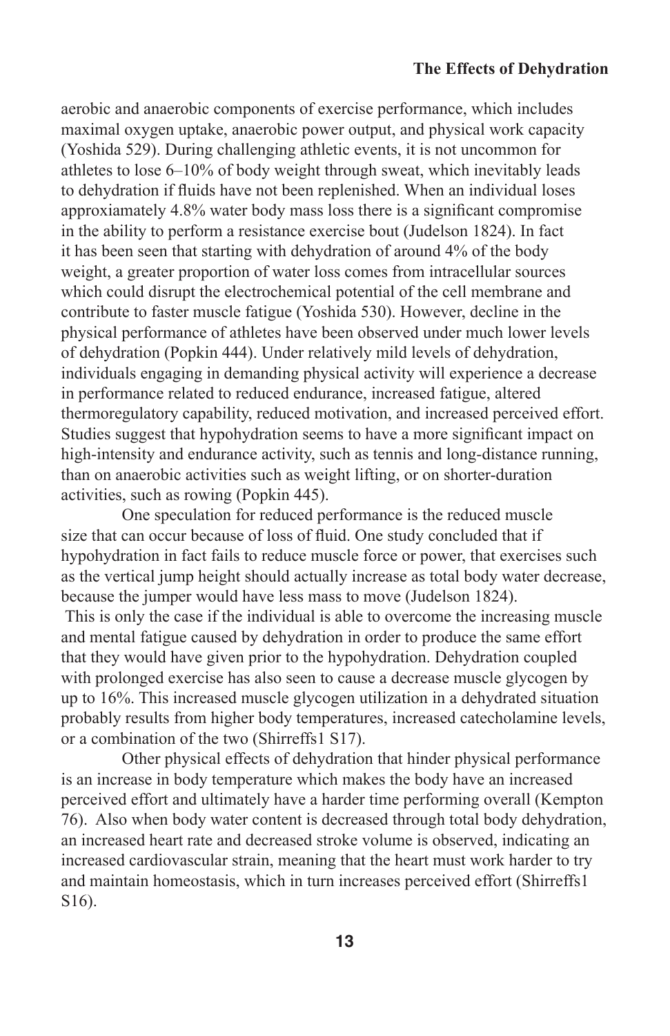aerobic and anaerobic components of exercise performance, which includes maximal oxygen uptake, anaerobic power output, and physical work capacity (Yoshida 529). During challenging athletic events, it is not uncommon for athletes to lose 6–10% of body weight through sweat, which inevitably leads to dehydration if fluids have not been replenished. When an individual loses approxiamately 4.8% water body mass loss there is a significant compromise in the ability to perform a resistance exercise bout (Judelson 1824). In fact it has been seen that starting with dehydration of around 4% of the body weight, a greater proportion of water loss comes from intracellular sources which could disrupt the electrochemical potential of the cell membrane and contribute to faster muscle fatigue (Yoshida 530). However, decline in the physical performance of athletes have been observed under much lower levels of dehydration (Popkin 444). Under relatively mild levels of dehydration, individuals engaging in demanding physical activity will experience a decrease in performance related to reduced endurance, increased fatigue, altered thermoregulatory capability, reduced motivation, and increased perceived effort. Studies suggest that hypohydration seems to have a more significant impact on high-intensity and endurance activity, such as tennis and long-distance running, than on anaerobic activities such as weight lifting, or on shorter-duration activities, such as rowing (Popkin 445).

One speculation for reduced performance is the reduced muscle size that can occur because of loss of fluid. One study concluded that if hypohydration in fact fails to reduce muscle force or power, that exercises such as the vertical jump height should actually increase as total body water decrease, because the jumper would have less mass to move (Judelson 1824). This is only the case if the individual is able to overcome the increasing muscle and mental fatigue caused by dehydration in order to produce the same effort that they would have given prior to the hypohydration. Dehydration coupled with prolonged exercise has also seen to cause a decrease muscle glycogen by up to 16%. This increased muscle glycogen utilization in a dehydrated situation probably results from higher body temperatures, increased catecholamine levels, or a combination of the two (Shirreffs1 S17).

Other physical effects of dehydration that hinder physical performance is an increase in body temperature which makes the body have an increased perceived effort and ultimately have a harder time performing overall (Kempton 76). Also when body water content is decreased through total body dehydration, an increased heart rate and decreased stroke volume is observed, indicating an increased cardiovascular strain, meaning that the heart must work harder to try and maintain homeostasis, which in turn increases perceived effort (Shirreffs1 S16).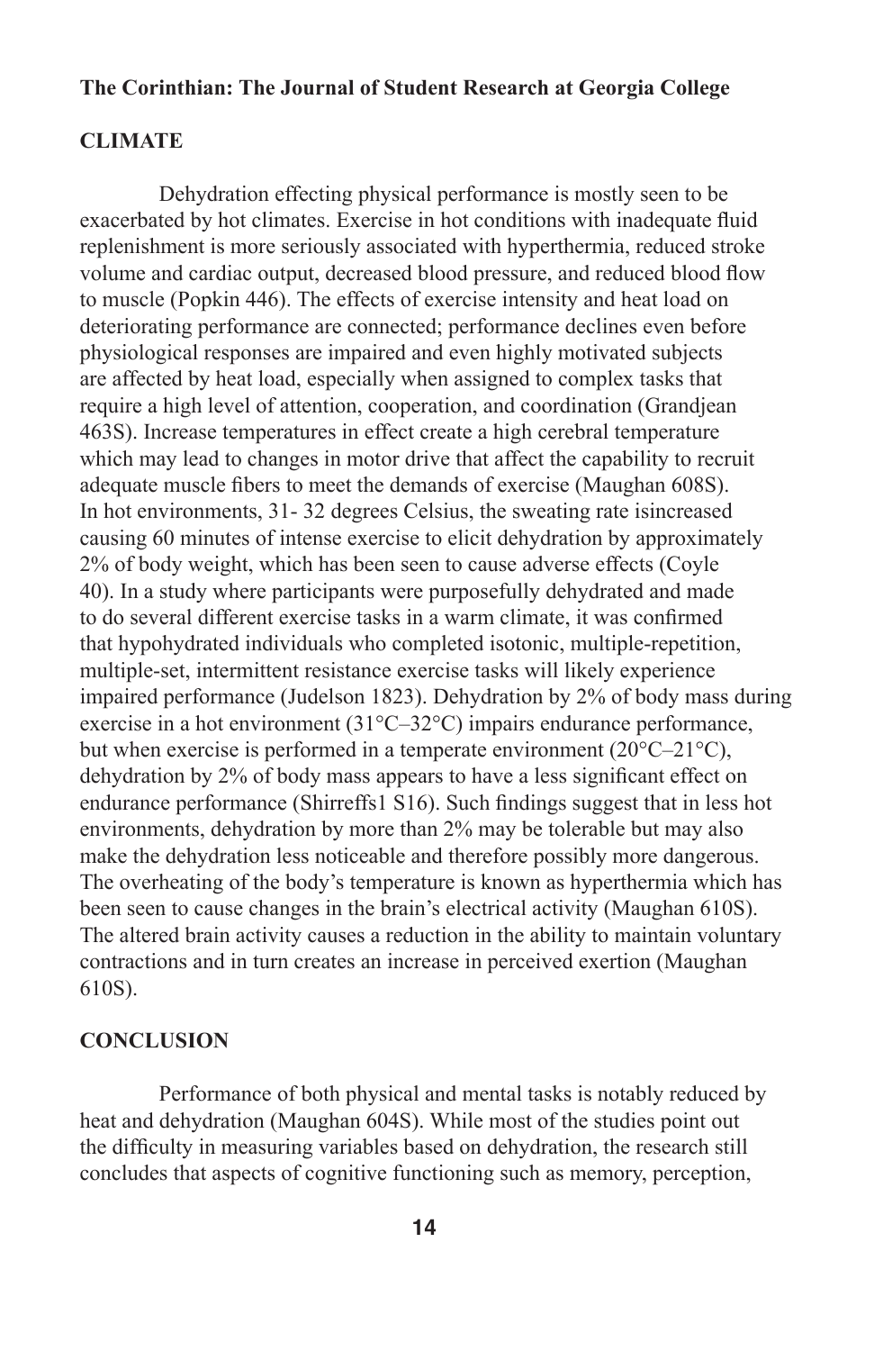## CLIMATE

Dehydration effecting physical performance is mostly seen to be exacerbated by hot climates. Exercise in hot conditions with inadequate fluid replenishment is more seriously associated with hyperthermia, reduced stroke volume and cardiac output, decreased blood pressure, and reduced blood flow to muscle (Popkin 446). The effects of exercise intensity and heat load on deteriorating performance are connected; performance declines even before physiological responses are impaired and even highly motivated subjects are affected by heat load, especially when assigned to complex tasks that require a high level of attention, cooperation, and coordination (Grandjean 463S). Increase temperatures in effect create a high cerebral temperature which may lead to changes in motor drive that affect the capability to recruit adequate muscle fibers to meet the demands of exercise (Maughan 608S). In hot environments, 31- 32 degrees Celsius, the sweating rate isincreased causing 60 minutes of intense exercise to elicit dehydration by approximately 2% of body weight, which has been seen to cause adverse effects (Coyle 40). In a study where participants were purposefully dehydrated and made to do several different exercise tasks in a warm climate, it was confirmed that hypohydrated individuals who completed isotonic, multiple-repetition, multiple-set, intermittent resistance exercise tasks will likely experience impaired performance (Judelson 1823). Dehydration by 2% of body mass during exercise in a hot environment (31°C–32°C) impairs endurance performance, but when exercise is performed in a temperate environment (20°C–21°C), dehydration by 2% of body mass appears to have a less significant effect on endurance performance (Shirreffs1 S16). Such findings suggest that in less hot environments, dehydration by more than 2% may be tolerable but may also make the dehydration less noticeable and therefore possibly more dangerous. The overheating of the body's temperature is known as hyperthermia which has been seen to cause changes in the brain's electrical activity (Maughan 610S). The altered brain activity causes a reduction in the ability to maintain voluntary contractions and in turn creates an increase in perceived exertion (Maughan 610S).

## CONCLUSION

Performance of both physical and mental tasks is notably reduced by heat and dehydration (Maughan 604S). While most of the studies point out the difficulty in measuring variables based on dehydration, the research still concludes that aspects of cognitive functioning such as memory, perception,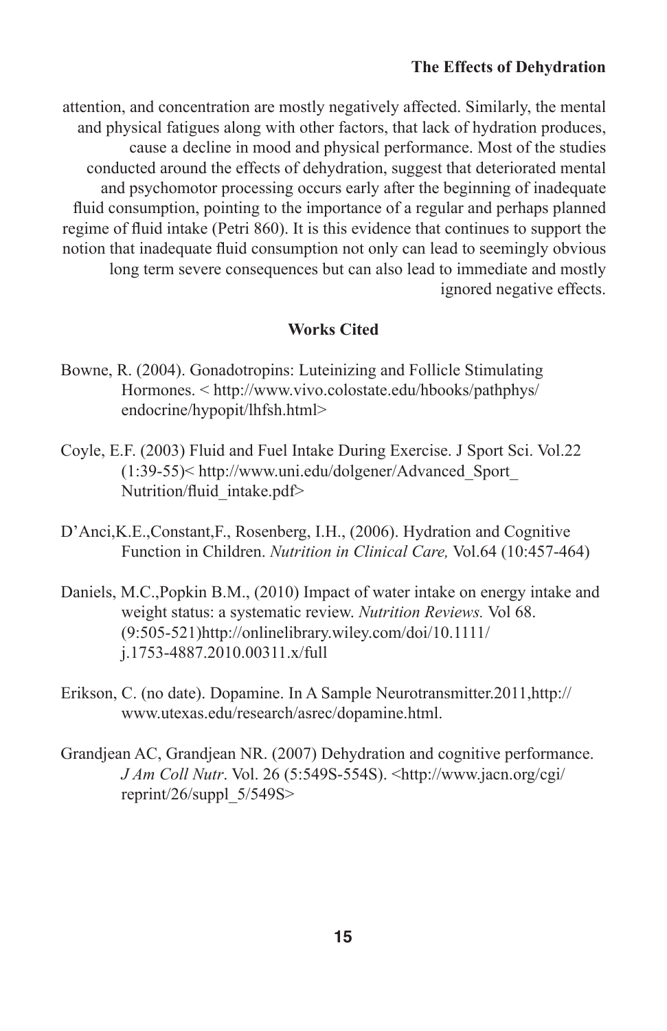attention, and concentration are mostly negatively affected. Similarly, the mental and physical fatigues along with other factors, that lack of hydration produces, cause a decline in mood and physical performance. Most of the studies conducted around the effects of dehydration, suggest that deteriorated mental and psychomotor processing occurs early after the beginning of inadequate fluid consumption, pointing to the importance of a regular and perhaps planned regime of fluid intake (Petri 860). It is this evidence that continues to support the notion that inadequate fluid consumption not only can lead to seemingly obvious long term severe consequences but can also lead to immediate and mostly ignored negative effects.

## Works Cited

Bowne, R. (2004). Gonadotropins: Luteinizing and Follicle Stimulating Hormones. < http://www.vivo.colostate.edu/hbooks/pathphys/endocrine/hypopit/lhfsh.html>

Coyle, E.F. (2003) Fluid and Fuel Intake During Exercise. J Sport Sci. Vol.22 (1:39-55)< http://www.uni.edu/dolgener/Advanced_Sport_Nutrition/fluid_intake.pdf>

D'Anci,K.E.,Constant,F., Rosenberg, I.H., (2006). Hydration and Cognitive Function in Children. *Nutrition in Clinical Care,* Vol.64 (10:457-464)

Daniels, M.C.,Popkin B.M., (2010) Impact of water intake on energy intake and weight status: a systematic review. *Nutrition Reviews.* Vol 68. (9:505-521)http://onlinelibrary.wiley.com/doi/10.1111/j.1753-4887.2010.00311.x/full

Erikson, C. (no date). Dopamine. In A Sample Neurotransmitter.2011,http://www.utexas.edu/research/asrec/dopamine.html.

Grandjean AC, Grandjean NR. (2007) Dehydration and cognitive performance. *J Am Coll Nutr*. Vol. 26 (5:549S-554S). <http://www.jacn.org/cgi/reprint/26/suppl_5/549S>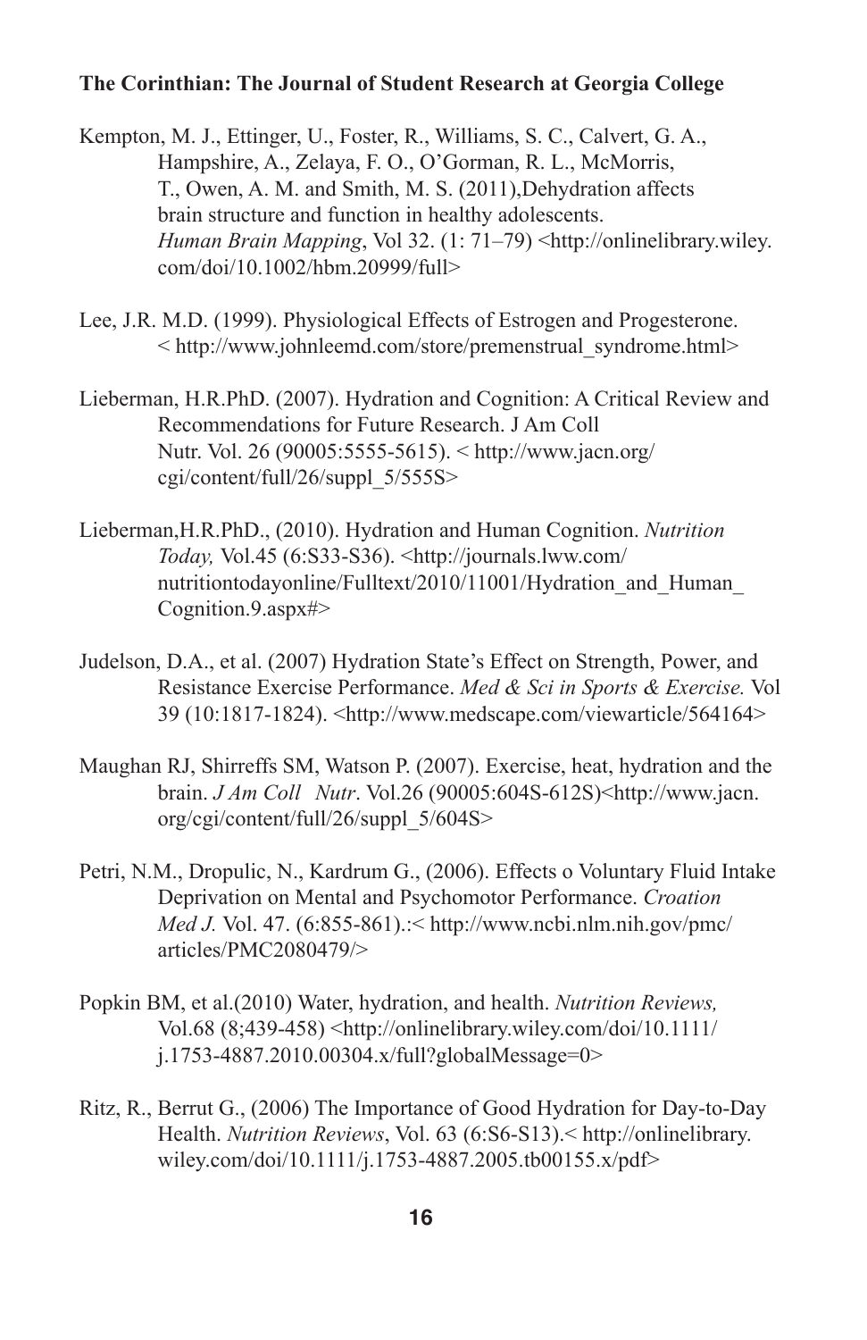Kempton, M. J., Ettinger, U., Foster, R., Williams, S. C., Calvert, G. A., Hampshire, A., Zelaya, F. O., O'Gorman, R. L., McMorris, T., Owen, A. M. and Smith, M. S. (2011),Dehydration affects brain structure and function in healthy adolescents. *Human Brain Mapping*, Vol 32. (1: 71–79) <http://onlinelibrary.wiley.com/doi/10.1002/hbm.20999/full>

Lee, J.R. M.D. (1999). Physiological Effects of Estrogen and Progesterone. < http://www.johnleemd.com/store/premenstrual_syndrome.html>

Lieberman, H.R.PhD. (2007). Hydration and Cognition: A Critical Review and Recommendations for Future Research. J Am Coll Nutr. Vol. 26 (90005:5555-5615). < http://www.jacn.org/cgi/content/full/26/suppl_5/555S>

Lieberman,H.R.PhD., (2010). Hydration and Human Cognition. *Nutrition Today,* Vol.45 (6:S33-S36). <http://journals.lww.com/nutritiontodayonline/Fulltext/2010/11001/Hydration_and_Human_Cognition.9.aspx#>

Judelson, D.A., et al. (2007) Hydration State's Effect on Strength, Power, and Resistance Exercise Performance. *Med & Sci in Sports & Exercise.* Vol 39 (10:1817-1824). <http://www.medscape.com/viewarticle/564164>

Maughan RJ, Shirreffs SM, Watson P. (2007). Exercise, heat, hydration and the brain. *J Am Coll Nutr*. Vol.26 (90005:604S-612S)<http://www.jacn.org/cgi/content/full/26/suppl_5/604S>

Petri, N.M., Dropulic, N., Kardrum G., (2006). Effects o Voluntary Fluid Intake Deprivation on Mental and Psychomotor Performance. *Croation Med J.* Vol. 47. (6:855-861).:< http://www.ncbi.nlm.nih.gov/pmc/articles/PMC2080479/>

Popkin BM, et al.(2010) Water, hydration, and health. *Nutrition Reviews,* Vol.68 (8;439-458) <http://onlinelibrary.wiley.com/doi/10.1111/j.1753-4887.2010.00304.x/full?globalMessage=0>

Ritz, R., Berrut G., (2006) The Importance of Good Hydration for Day-to-Day Health. *Nutrition Reviews*, Vol. 63 (6:S6-S13).< http://onlinelibrary.wiley.com/doi/10.1111/j.1753-4887.2005.tb00155.x/pdf>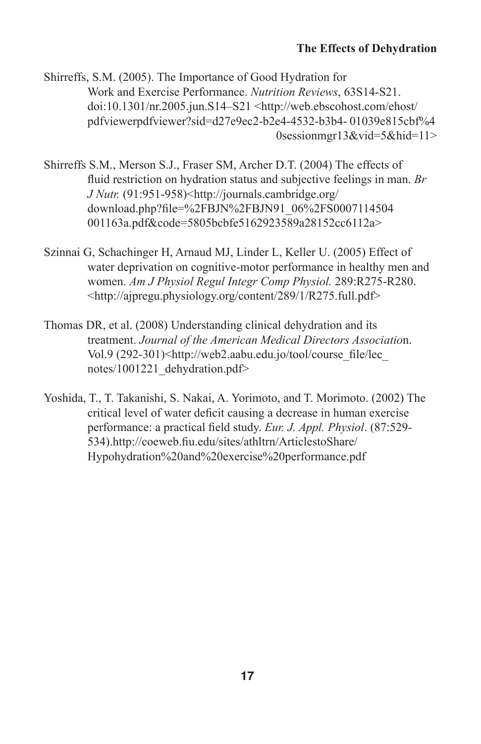Shirreffs, S.M. (2005). The Importance of Good Hydration for Work and Exercise Performance. *Nutrition Reviews*, 63S14-S21. doi:10.1301/nr.2005.jun.S14–S21 <http://web.ebscohost.com/ehost/pdfviewerpdfviewer?sid=d27e9ec2-b2e4-4532-b3b4- 01039e815cbf%40sessionmgr13&vid=5&hid=11>

Shirreffs S.M., Merson S.J., Fraser SM, Archer D.T. (2004) The effects of fluid restriction on hydration status and subjective feelings in man. *Br J Nutr.* (91:951-958)<http://journals.cambridge.org/download.php?file=%2FBJN%2FBJN91_06%2FS0007114504001163a.pdf&code=5805bcbfe5162923589a28152cc6112a>

Szinnai G, Schachinger H, Arnaud MJ, Linder L, Keller U. (2005) Effect of water deprivation on cognitive-motor performance in healthy men and women. *Am J Physiol Regul Integr Comp Physiol.* 289:R275-R280. <http://ajpregu.physiology.org/content/289/1/R275.full.pdf>

Thomas DR, et al. (2008) Understanding clinical dehydration and its treatment. *Journal of the American Medical Directors Associatio*n. Vol.9 (292-301)<http://web2.aabu.edu.jo/tool/course_file/lec_notes/1001221_dehydration.pdf>

Yoshida, T., T. Takanishi, S. Nakai, A. Yorimoto, and T. Morimoto. (2002) The critical level of water deficit causing a decrease in human exercise performance: a practical field study. *Eur. J. Appl. Physiol*. (87:529-534).http://coeweb.fiu.edu/sites/athltrn/ArticlestoShare/Hypohydration%20and%20exercise%20performance.pdf